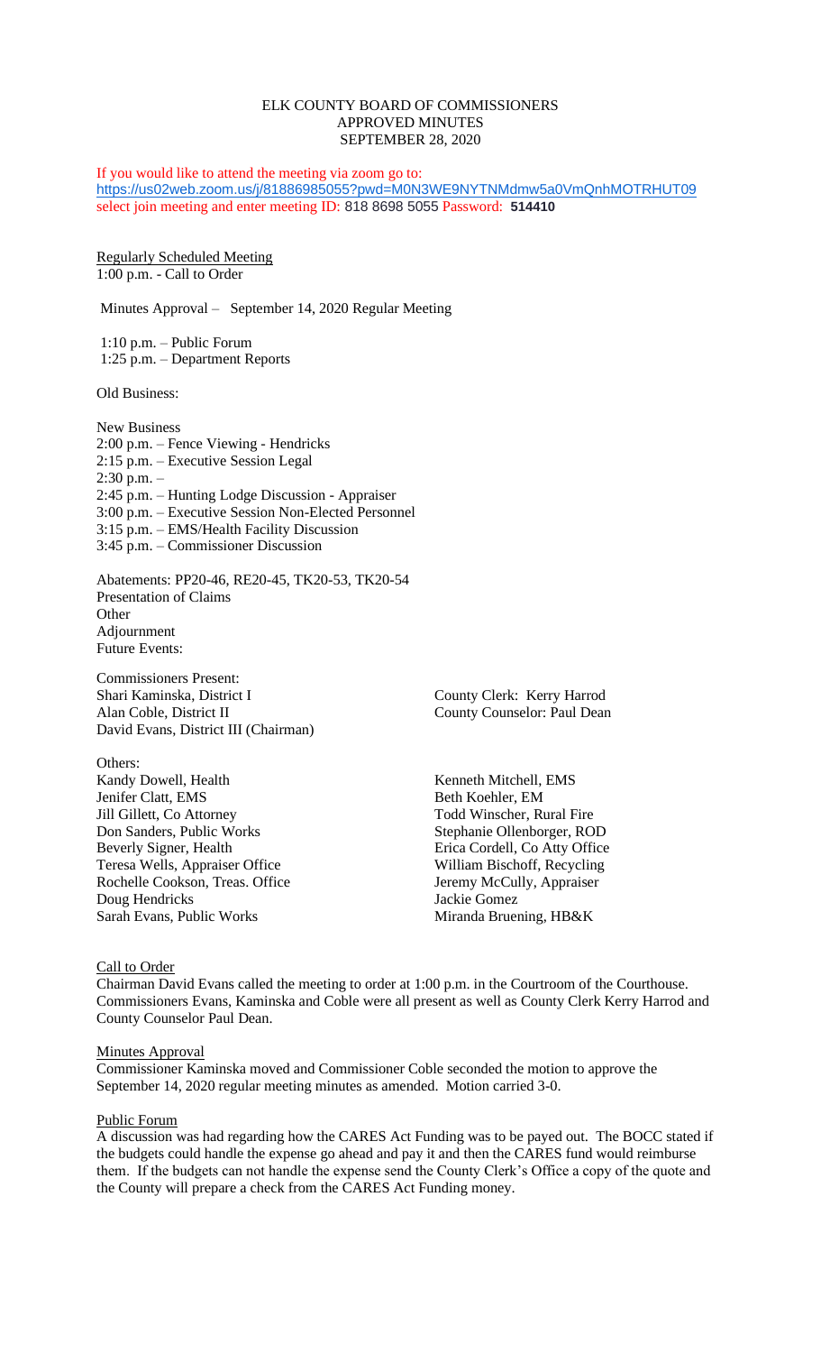# ELK COUNTY BOARD OF COMMISSIONERS
## APPROVED MINUTES
## SEPTEMBER 28, 2020

If you would like to attend the meeting via zoom go to:
https://us02web.zoom.us/j/81886985055?pwd=M0N3WE9NYTNMdmw5a0VmQnhMOTRHUT09
select join meeting and enter meeting ID: 818 8698 5055 Password: **514410**

Regularly Scheduled Meeting
1:00 p.m. - Call to Order

Minutes Approval – September 14, 2020 Regular Meeting

1:10 p.m. – Public Forum
1:25 p.m. – Department Reports

Old Business:

New Business
2:00 p.m. – Fence Viewing - Hendricks
2:15 p.m. – Executive Session Legal
2:30 p.m. –
2:45 p.m. – Hunting Lodge Discussion - Appraiser
3:00 p.m. – Executive Session Non-Elected Personnel
3:15 p.m. – EMS/Health Facility Discussion
3:45 p.m. – Commissioner Discussion

Abatements: PP20-46, RE20-45, TK20-53, TK20-54
Presentation of Claims
Other
Adjournment
Future Events:

Commissioners Present:
Shari Kaminska, District I
Alan Coble, District II
David Evans, District III (Chairman)

County Clerk: Kerry Harrod
County Counselor: Paul Dean

Others:
Kandy Dowell, Health
Jenifer Clatt, EMS
Jill Gillett, Co Attorney
Don Sanders, Public Works
Beverly Signer, Health
Teresa Wells, Appraiser Office
Rochelle Cookson, Treas. Office
Doug Hendricks
Sarah Evans, Public Works
Kenneth Mitchell, EMS
Beth Koehler, EM
Todd Winscher, Rural Fire
Stephanie Ollenborger, ROD
Erica Cordell, Co Atty Office
William Bischoff, Recycling
Jeremy McCully, Appraiser
Jackie Gomez
Miranda Bruening, HB&K

### Call to Order
Chairman David Evans called the meeting to order at 1:00 p.m. in the Courtroom of the Courthouse. Commissioners Evans, Kaminska and Coble were all present as well as County Clerk Kerry Harrod and County Counselor Paul Dean.

### Minutes Approval
Commissioner Kaminska moved and Commissioner Coble seconded the motion to approve the September 14, 2020 regular meeting minutes as amended. Motion carried 3-0.

### Public Forum
A discussion was had regarding how the CARES Act Funding was to be payed out. The BOCC stated if the budgets could handle the expense go ahead and pay it and then the CARES fund would reimburse them. If the budgets can not handle the expense send the County Clerk's Office a copy of the quote and the County will prepare a check from the CARES Act Funding money.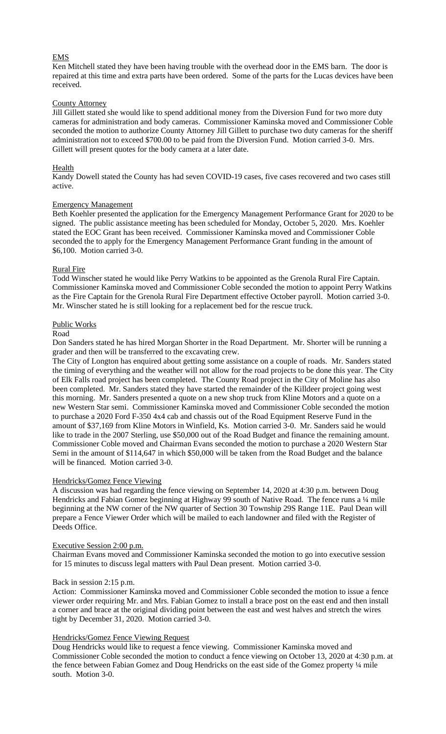EMS

Ken Mitchell stated they have been having trouble with the overhead door in the EMS barn. The door is repaired at this time and extra parts have been ordered. Some of the parts for the Lucas devices have been received.

County Attorney

Jill Gillett stated she would like to spend additional money from the Diversion Fund for two more duty cameras for administration and body cameras. Commissioner Kaminska moved and Commissioner Coble seconded the motion to authorize County Attorney Jill Gillett to purchase two duty cameras for the sheriff administration not to exceed $700.00 to be paid from the Diversion Fund. Motion carried 3-0. Mrs. Gillett will present quotes for the body camera at a later date.

Health

Kandy Dowell stated the County has had seven COVID-19 cases, five cases recovered and two cases still active.

Emergency Management

Beth Koehler presented the application for the Emergency Management Performance Grant for 2020 to be signed. The public assistance meeting has been scheduled for Monday, October 5, 2020. Mrs. Koehler stated the EOC Grant has been received. Commissioner Kaminska moved and Commissioner Coble seconded the to apply for the Emergency Management Performance Grant funding in the amount of $6,100. Motion carried 3-0.

Rural Fire

Todd Winscher stated he would like Perry Watkins to be appointed as the Grenola Rural Fire Captain. Commissioner Kaminska moved and Commissioner Coble seconded the motion to appoint Perry Watkins as the Fire Captain for the Grenola Rural Fire Department effective October payroll. Motion carried 3-0. Mr. Winscher stated he is still looking for a replacement bed for the rescue truck.

Public Works

Road

Don Sanders stated he has hired Morgan Shorter in the Road Department. Mr. Shorter will be running a grader and then will be transferred to the excavating crew.

The City of Longton has enquired about getting some assistance on a couple of roads. Mr. Sanders stated the timing of everything and the weather will not allow for the road projects to be done this year. The City of Elk Falls road project has been completed. The County Road project in the City of Moline has also been completed. Mr. Sanders stated they have started the remainder of the Killdeer project going west this morning. Mr. Sanders presented a quote on a new shop truck from Kline Motors and a quote on a new Western Star semi. Commissioner Kaminska moved and Commissioner Coble seconded the motion to purchase a 2020 Ford F-350 4x4 cab and chassis out of the Road Equipment Reserve Fund in the amount of $37,169 from Kline Motors in Winfield, Ks. Motion carried 3-0. Mr. Sanders said he would like to trade in the 2007 Sterling, use $50,000 out of the Road Budget and finance the remaining amount. Commissioner Coble moved and Chairman Evans seconded the motion to purchase a 2020 Western Star Semi in the amount of $114,647 in which $50,000 will be taken from the Road Budget and the balance will be financed. Motion carried 3-0.

Hendricks/Gomez Fence Viewing

A discussion was had regarding the fence viewing on September 14, 2020 at 4:30 p.m. between Doug Hendricks and Fabian Gomez beginning at Highway 99 south of Native Road. The fence runs a ¼ mile beginning at the NW corner of the NW quarter of Section 30 Township 29S Range 11E. Paul Dean will prepare a Fence Viewer Order which will be mailed to each landowner and filed with the Register of Deeds Office.

Executive Session 2:00 p.m.

Chairman Evans moved and Commissioner Kaminska seconded the motion to go into executive session for 15 minutes to discuss legal matters with Paul Dean present. Motion carried 3-0.

Back in session 2:15 p.m.

Action: Commissioner Kaminska moved and Commissioner Coble seconded the motion to issue a fence viewer order requiring Mr. and Mrs. Fabian Gomez to install a brace post on the east end and then install a corner and brace at the original dividing point between the east and west halves and stretch the wires tight by December 31, 2020. Motion carried 3-0.

Hendricks/Gomez Fence Viewing Request

Doug Hendricks would like to request a fence viewing. Commissioner Kaminska moved and Commissioner Coble seconded the motion to conduct a fence viewing on October 13, 2020 at 4:30 p.m. at the fence between Fabian Gomez and Doug Hendricks on the east side of the Gomez property ¼ mile south. Motion 3-0.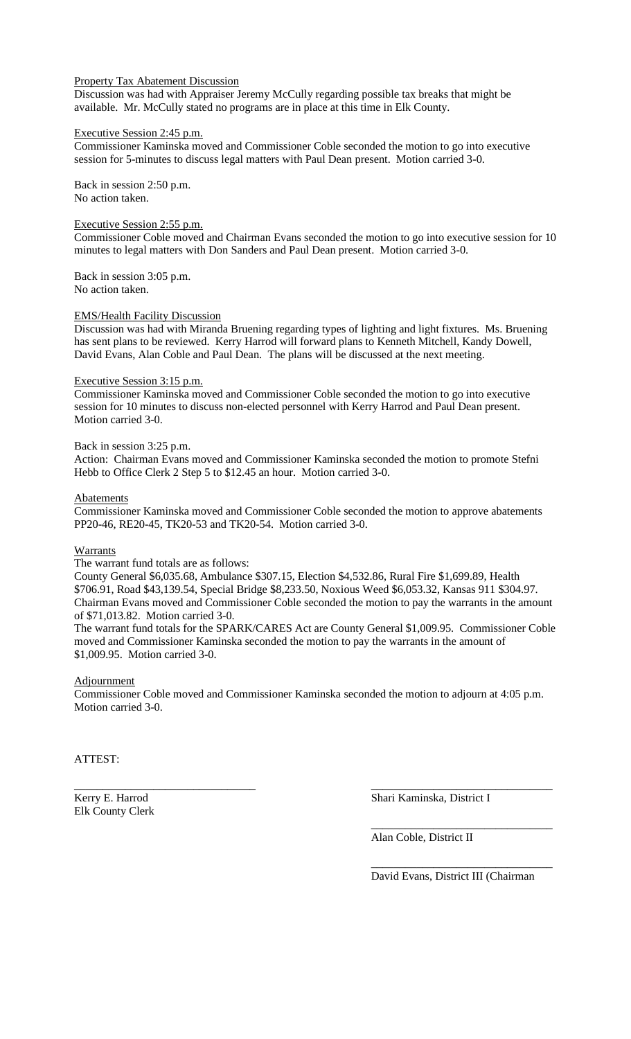Property Tax Abatement Discussion

Discussion was had with Appraiser Jeremy McCully regarding possible tax breaks that might be available. Mr. McCully stated no programs are in place at this time in Elk County.

Executive Session 2:45 p.m.

Commissioner Kaminska moved and Commissioner Coble seconded the motion to go into executive session for 5-minutes to discuss legal matters with Paul Dean present. Motion carried 3-0.

Back in session 2:50 p.m.
No action taken.

Executive Session 2:55 p.m.

Commissioner Coble moved and Chairman Evans seconded the motion to go into executive session for 10 minutes to legal matters with Don Sanders and Paul Dean present. Motion carried 3-0.

Back in session 3:05 p.m.
No action taken.

EMS/Health Facility Discussion

Discussion was had with Miranda Bruening regarding types of lighting and light fixtures. Ms. Bruening has sent plans to be reviewed. Kerry Harrod will forward plans to Kenneth Mitchell, Kandy Dowell, David Evans, Alan Coble and Paul Dean. The plans will be discussed at the next meeting.

Executive Session 3:15 p.m.

Commissioner Kaminska moved and Commissioner Coble seconded the motion to go into executive session for 10 minutes to discuss non-elected personnel with Kerry Harrod and Paul Dean present. Motion carried 3-0.

Back in session 3:25 p.m.

Action: Chairman Evans moved and Commissioner Kaminska seconded the motion to promote Stefni Hebb to Office Clerk 2 Step 5 to $12.45 an hour. Motion carried 3-0.

Abatements

Commissioner Kaminska moved and Commissioner Coble seconded the motion to approve abatements PP20-46, RE20-45, TK20-53 and TK20-54. Motion carried 3-0.

Warrants

The warrant fund totals are as follows:

County General $6,035.68, Ambulance $307.15, Election $4,532.86, Rural Fire $1,699.89, Health $706.91, Road $43,139.54, Special Bridge $8,233.50, Noxious Weed $6,053.32, Kansas 911 $304.97. Chairman Evans moved and Commissioner Coble seconded the motion to pay the warrants in the amount of $71,013.82. Motion carried 3-0.

The warrant fund totals for the SPARK/CARES Act are County General $1,009.95. Commissioner Coble moved and Commissioner Kaminska seconded the motion to pay the warrants in the amount of $1,009.95. Motion carried 3-0.

Adjournment

Commissioner Coble moved and Commissioner Kaminska seconded the motion to adjourn at 4:05 p.m. Motion carried 3-0.

ATTEST:

________________________________
Kerry E. Harrod
Elk County Clerk

________________________________
Shari Kaminska, District I

________________________________
Alan Coble, District II

________________________________
David Evans, District III (Chairman